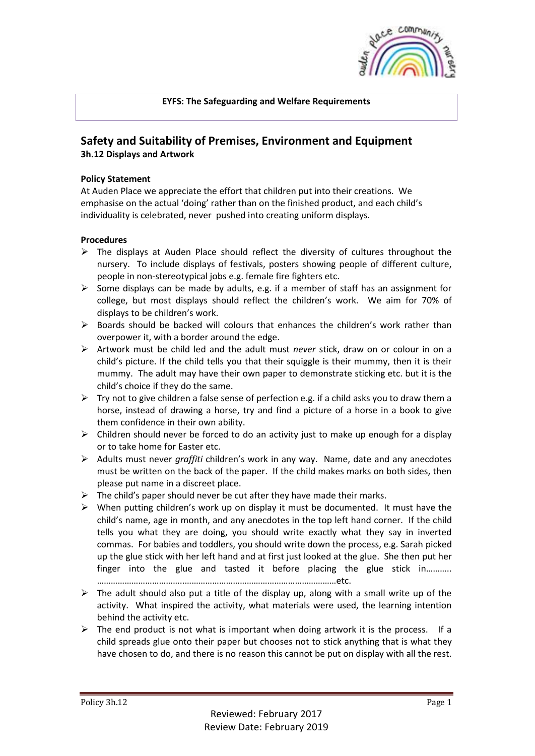**EYFS: The Safeguarding and Welfare Requirements**

## Safety and Suitability of Premises, Environment and Equipment

### 3h.12 Displays and Artwork

**Policy Statement**

At Auden Place we appreciate the effort that children put into their creations. We emphasise on the actual 'doing' rather than on the finished product, and each child's individuality is celebrated, never pushed into creating uniform displays.

**Procedures**

- The displays at Auden Place should reflect the diversity of cultures throughout the nursery. To include displays of festivals, posters showing people of different culture, people in non-stereotypical jobs e.g. female fire fighters etc.
- Some displays can be made by adults, e.g. if a member of staff has an assignment for college, but most displays should reflect the children's work. We aim for 70% of displays to be children's work.
- Boards should be backed will colours that enhances the children's work rather than overpower it, with a border around the edge.
- Artwork must be child led and the adult must *never* stick, draw on or colour in on a child's picture. If the child tells you that their squiggle is their mummy, then it is their mummy. The adult may have their own paper to demonstrate sticking etc. but it is the child's choice if they do the same.
- Try not to give children a false sense of perfection e.g. if a child asks you to draw them a horse, instead of drawing a horse, try and find a picture of a horse in a book to give them confidence in their own ability.
- Children should never be forced to do an activity just to make up enough for a display or to take home for Easter etc.
- Adults must never *graffiti* children's work in any way. Name, date and any anecdotes must be written on the back of the paper. If the child makes marks on both sides, then please put name in a discreet place.
- The child's paper should never be cut after they have made their marks.
- When putting children's work up on display it must be documented. It must have the child's name, age in month, and any anecdotes in the top left hand corner. If the child tells you what they are doing, you should write exactly what they say in inverted commas. For babies and toddlers, you should write down the process, e.g. Sarah picked up the glue stick with her left hand and at first just looked at the glue. She then put her finger into the glue and tasted it before placing the glue stick in……….. ……………………………………………………………………………………………etc.
- The adult should also put a title of the display up, along with a small write up of the activity. What inspired the activity, what materials were used, the learning intention behind the activity etc.
- The end product is not what is important when doing artwork it is the process. If a child spreads glue onto their paper but chooses not to stick anything that is what they have chosen to do, and there is no reason this cannot be put on display with all the rest.

Reviewed: February 2017
Review Date: February 2019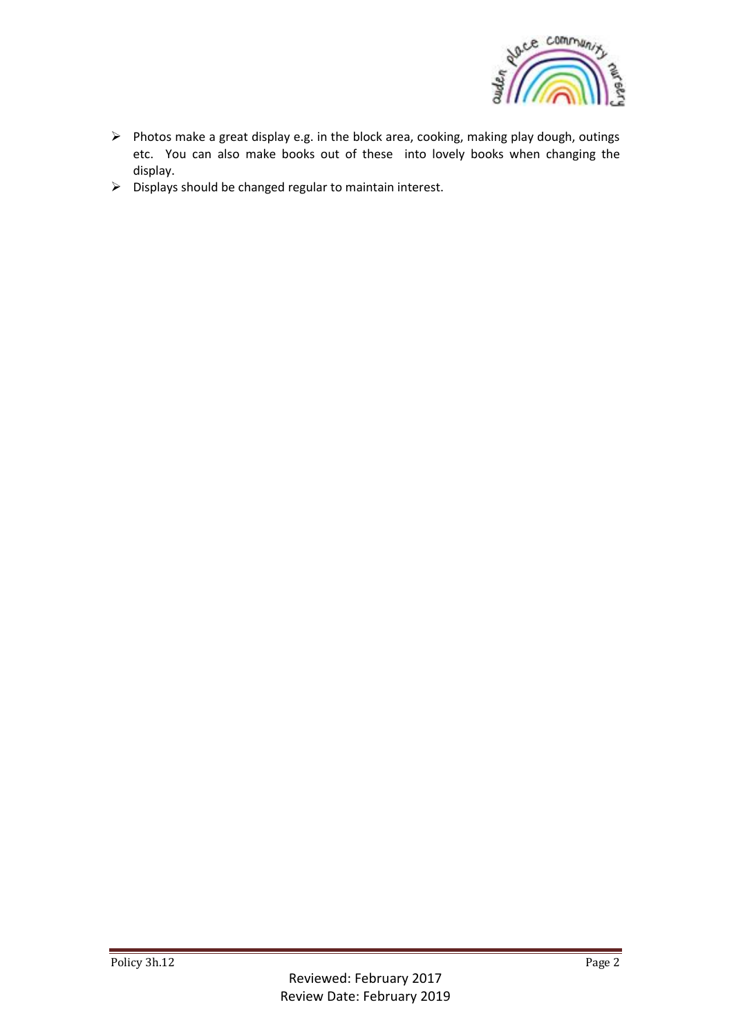- Photos make a great display e.g. in the block area, cooking, making play dough, outings etc. You can also make books out of these into lovely books when changing the display.
- Displays should be changed regular to maintain interest.